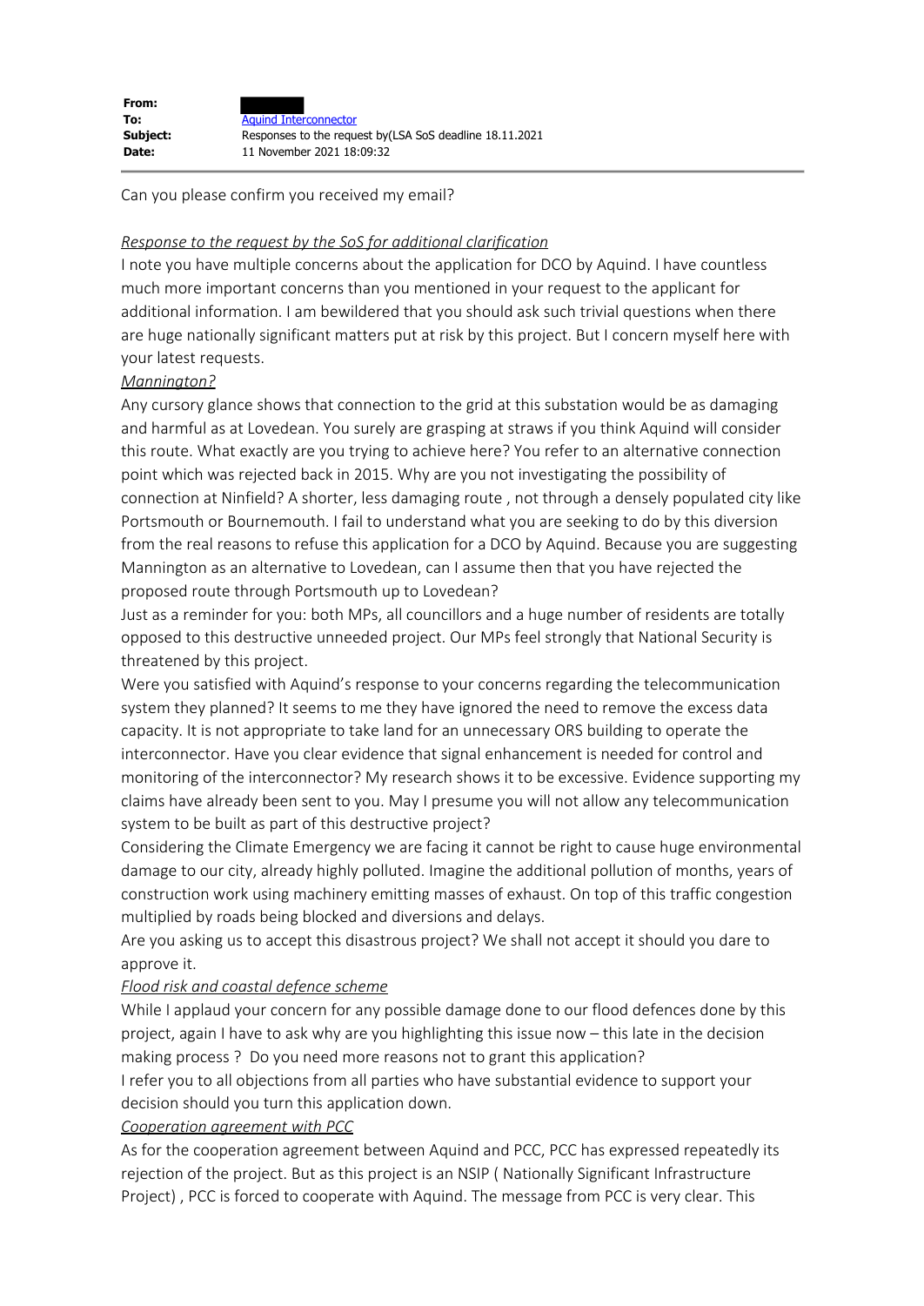**From:** ██████
**To:** Aquind Interconnector
**Subject:** Responses to the request by(LSA SoS deadline 18.11.2021
**Date:** 11 November 2021 18:09:32

---

Can you please confirm you received my email?

*Response to the request by the SoS for additional clarification*

I note you have multiple concerns about the application for DCO by Aquind. I have countless much more important concerns than you mentioned in your request to the applicant for additional information. I am bewildered that you should ask such trivial questions when there are huge nationally significant matters put at risk by this project. But I concern myself here with your latest requests.

*Mannington?*

Any cursory glance shows that connection to the grid at this substation would be as damaging and harmful as at Lovedean. You surely are grasping at straws if you think Aquind will consider this route. What exactly are you trying to achieve here? You refer to an alternative connection point which was rejected back in 2015. Why are you not investigating the possibility of connection at Ninfield? A shorter, less damaging route , not through a densely populated city like Portsmouth or Bournemouth. I fail to understand what you are seeking to do by this diversion from the real reasons to refuse this application for a DCO by Aquind. Because you are suggesting Mannington as an alternative to Lovedean, can I assume then that you have rejected the proposed route through Portsmouth up to Lovedean?

Just as a reminder for you: both MPs, all councillors and a huge number of residents are totally opposed to this destructive unneeded project. Our MPs feel strongly that National Security is threatened by this project.

Were you satisfied with Aquind's response to your concerns regarding the telecommunication system they planned? It seems to me they have ignored the need to remove the excess data capacity. It is not appropriate to take land for an unnecessary ORS building to operate the interconnector. Have you clear evidence that signal enhancement is needed for control and monitoring of the interconnector? My research shows it to be excessive. Evidence supporting my claims have already been sent to you. May I presume you will not allow any telecommunication system to be built as part of this destructive project?

Considering the Climate Emergency we are facing it cannot be right to cause huge environmental damage to our city, already highly polluted. Imagine the additional pollution of months, years of construction work using machinery emitting masses of exhaust. On top of this traffic congestion multiplied by roads being blocked and diversions and delays.

Are you asking us to accept this disastrous project? We shall not accept it should you dare to approve it.

*Flood risk and coastal defence scheme*

While I applaud your concern for any possible damage done to our flood defences done by this project, again I have to ask why are you highlighting this issue now – this late in the decision making process ? Do you need more reasons not to grant this application?

I refer you to all objections from all parties who have substantial evidence to support your decision should you turn this application down.

*Cooperation agreement with PCC*

As for the cooperation agreement between Aquind and PCC, PCC has expressed repeatedly its rejection of the project. But as this project is an NSIP ( Nationally Significant Infrastructure Project) , PCC is forced to cooperate with Aquind. The message from PCC is very clear. This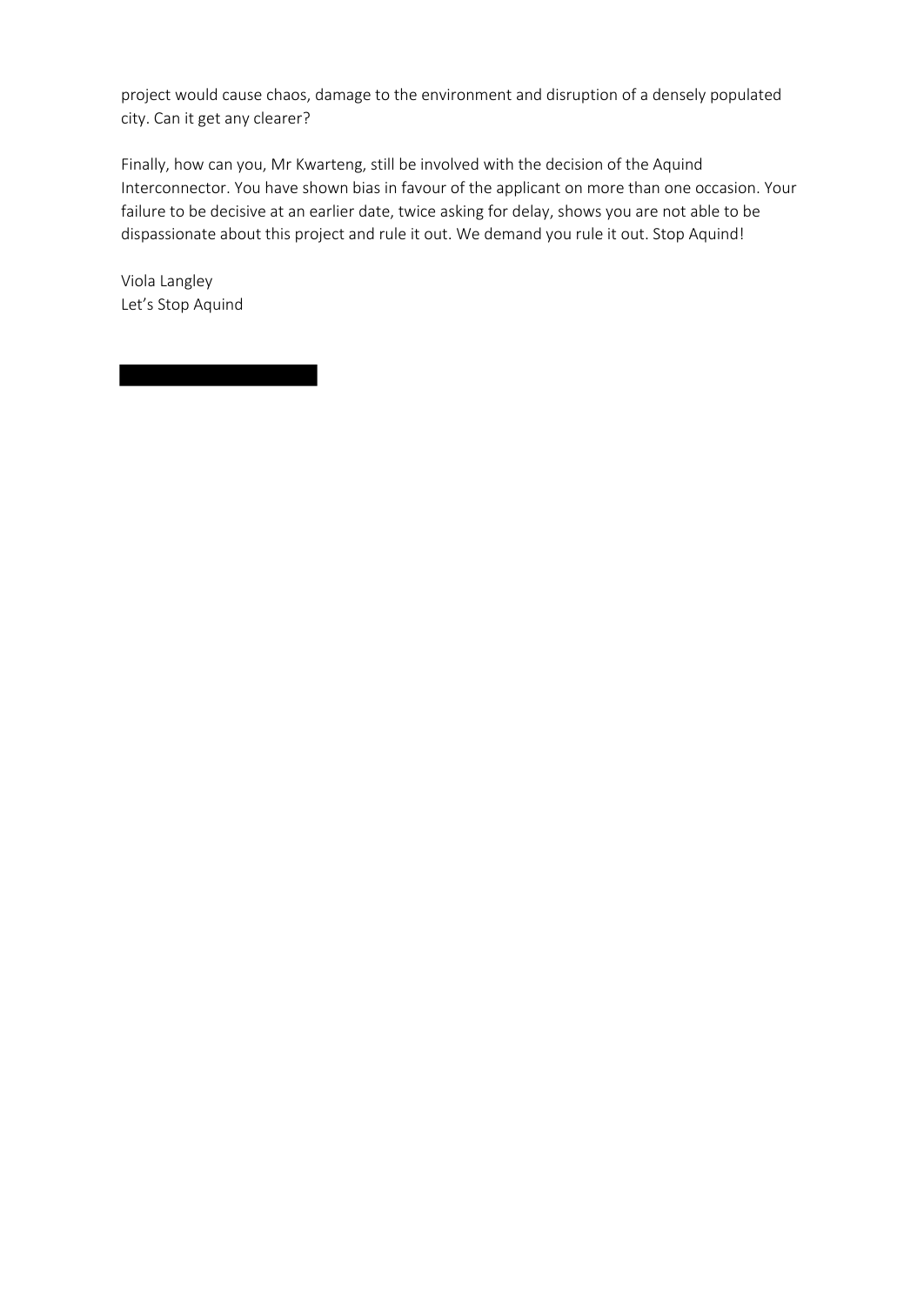project would cause chaos, damage to the environment and disruption of a densely populated city. Can it get any clearer?

Finally, how can you, Mr Kwarteng, still be involved with the decision of the Aquind Interconnector. You have shown bias in favour of the applicant on more than one occasion. Your failure to be decisive at an earlier date, twice asking for delay, shows you are not able to be dispassionate about this project and rule it out. We demand you rule it out. Stop Aquind!

Viola Langley
Let's Stop Aquind